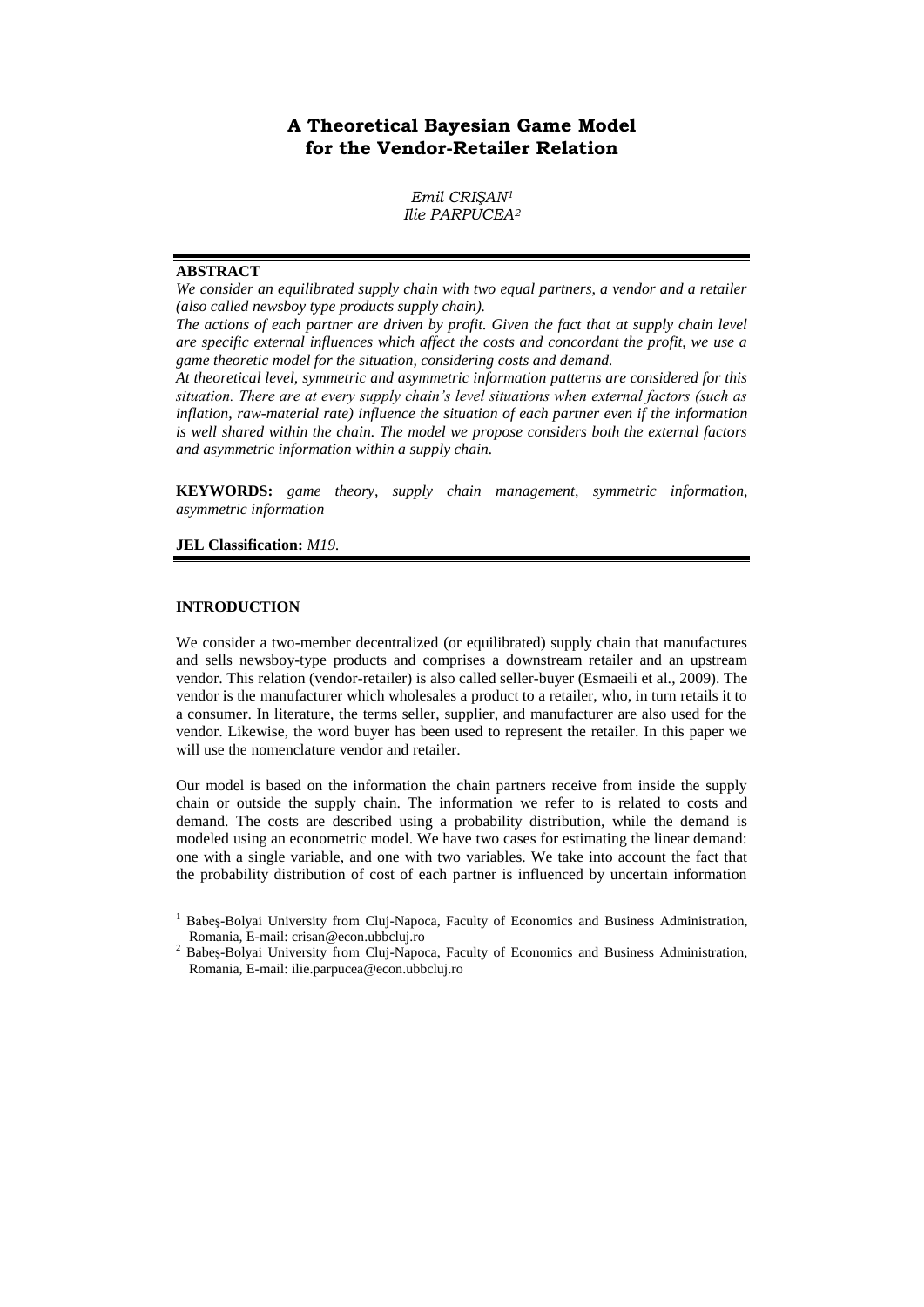# A Theoretical Bayesian Game Model for the Vendor-Retailer Relation

*Emil CRIŞAN*[1]
*Ilie PARPUCEA*[2]

**ABSTRACT**

*We consider an equilibrated supply chain with two equal partners, a vendor and a retailer (also called newsboy type products supply chain).*

*The actions of each partner are driven by profit. Given the fact that at supply chain level are specific external influences which affect the costs and concordant the profit, we use a game theoretic model for the situation, considering costs and demand.*

*At theoretical level, symmetric and asymmetric information patterns are considered for this situation. There are at every supply chain's level situations when external factors (such as inflation, raw-material rate) influence the situation of each partner even if the information is well shared within the chain. The model we propose considers both the external factors and asymmetric information within a supply chain.*

**KEYWORDS:** *game theory, supply chain management, symmetric information, asymmetric information*

**JEL Classification:** *M19.*

## INTRODUCTION

We consider a two-member decentralized (or equilibrated) supply chain that manufactures and sells newsboy-type products and comprises a downstream retailer and an upstream vendor. This relation (vendor-retailer) is also called seller-buyer (Esmaeili et al., 2009). The vendor is the manufacturer which wholesales a product to a retailer, who, in turn retails it to a consumer. In literature, the terms seller, supplier, and manufacturer are also used for the vendor. Likewise, the word buyer has been used to represent the retailer. In this paper we will use the nomenclature vendor and retailer.

Our model is based on the information the chain partners receive from inside the supply chain or outside the supply chain. The information we refer to is related to costs and demand. The costs are described using a probability distribution, while the demand is modeled using an econometric model. We have two cases for estimating the linear demand: one with a single variable, and one with two variables. We take into account the fact that the probability distribution of cost of each partner is influenced by uncertain information

---

[1] Babeş-Bolyai University from Cluj-Napoca, Faculty of Economics and Business Administration, Romania, E-mail: crisan@econ.ubbcluj.ro

[2] Babeş-Bolyai University from Cluj-Napoca, Faculty of Economics and Business Administration, Romania, E-mail: ilie.parpucea@econ.ubbcluj.ro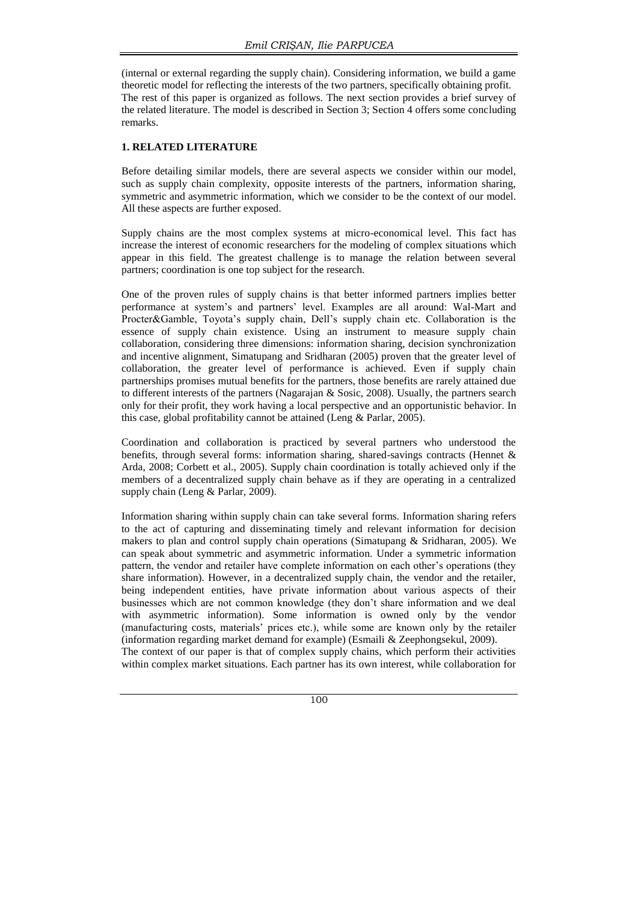(internal or external regarding the supply chain). Considering information, we build a game theoretic model for reflecting the interests of the two partners, specifically obtaining profit. The rest of this paper is organized as follows. The next section provides a brief survey of the related literature. The model is described in Section 3; Section 4 offers some concluding remarks.

## 1. RELATED LITERATURE

Before detailing similar models, there are several aspects we consider within our model, such as supply chain complexity, opposite interests of the partners, information sharing, symmetric and asymmetric information, which we consider to be the context of our model. All these aspects are further exposed.

Supply chains are the most complex systems at micro-economical level. This fact has increase the interest of economic researchers for the modeling of complex situations which appear in this field. The greatest challenge is to manage the relation between several partners; coordination is one top subject for the research.

One of the proven rules of supply chains is that better informed partners implies better performance at system's and partners' level. Examples are all around: Wal-Mart and Procter&Gamble, Toyota's supply chain, Dell's supply chain etc. Collaboration is the essence of supply chain existence. Using an instrument to measure supply chain collaboration, considering three dimensions: information sharing, decision synchronization and incentive alignment, Simatupang and Sridharan (2005) proven that the greater level of collaboration, the greater level of performance is achieved. Even if supply chain partnerships promises mutual benefits for the partners, those benefits are rarely attained due to different interests of the partners (Nagarajan & Sosic, 2008). Usually, the partners search only for their profit, they work having a local perspective and an opportunistic behavior. In this case, global profitability cannot be attained (Leng & Parlar, 2005).

Coordination and collaboration is practiced by several partners who understood the benefits, through several forms: information sharing, shared-savings contracts (Hennet & Arda, 2008; Corbett et al., 2005). Supply chain coordination is totally achieved only if the members of a decentralized supply chain behave as if they are operating in a centralized supply chain (Leng & Parlar, 2009).

Information sharing within supply chain can take several forms. Information sharing refers to the act of capturing and disseminating timely and relevant information for decision makers to plan and control supply chain operations (Simatupang & Sridharan, 2005). We can speak about symmetric and asymmetric information. Under a symmetric information pattern, the vendor and retailer have complete information on each other's operations (they share information). However, in a decentralized supply chain, the vendor and the retailer, being independent entities, have private information about various aspects of their businesses which are not common knowledge (they don't share information and we deal with asymmetric information). Some information is owned only by the vendor (manufacturing costs, materials' prices etc.), while some are known only by the retailer (information regarding market demand for example) (Esmaili & Zeephongsekul, 2009).
The context of our paper is that of complex supply chains, which perform their activities within complex market situations. Each partner has its own interest, while collaboration for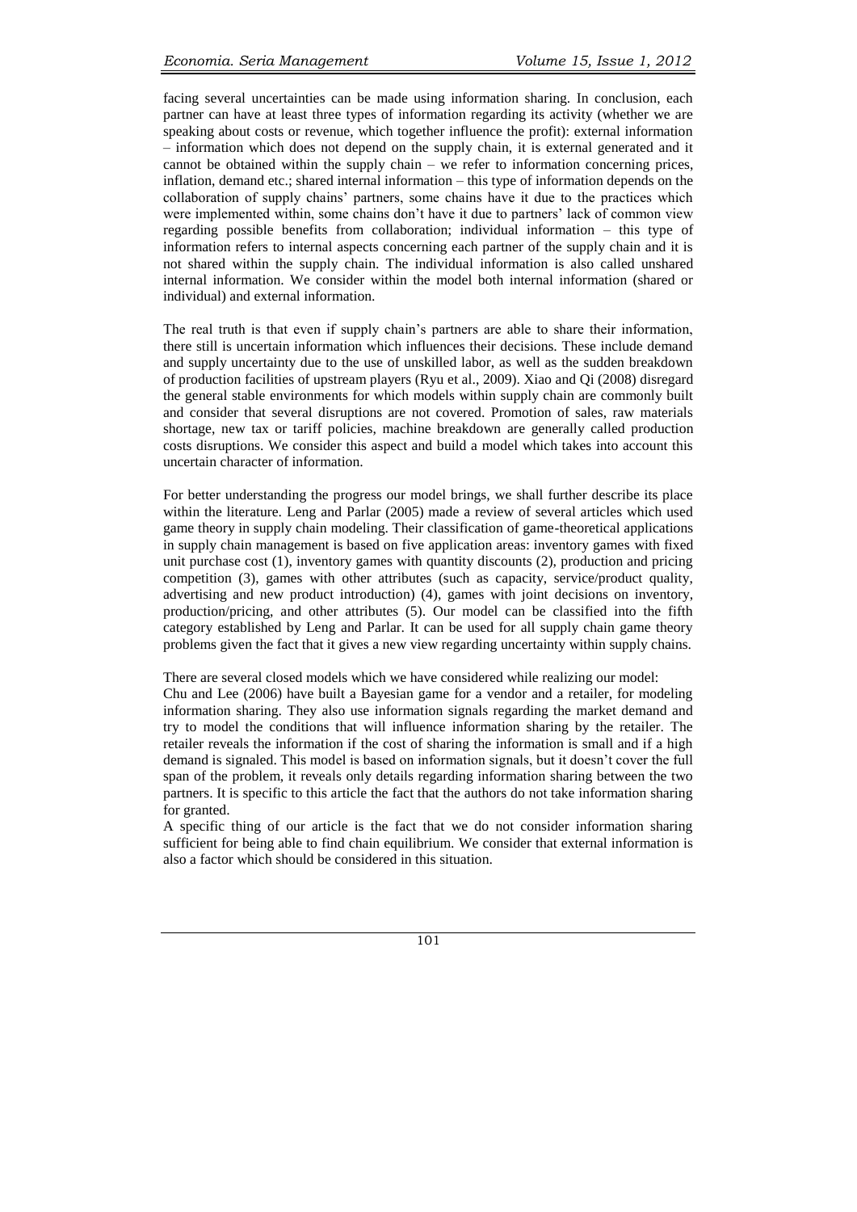facing several uncertainties can be made using information sharing. In conclusion, each partner can have at least three types of information regarding its activity (whether we are speaking about costs or revenue, which together influence the profit): external information – information which does not depend on the supply chain, it is external generated and it cannot be obtained within the supply chain – we refer to information concerning prices, inflation, demand etc.; shared internal information – this type of information depends on the collaboration of supply chains' partners, some chains have it due to the practices which were implemented within, some chains don't have it due to partners' lack of common view regarding possible benefits from collaboration; individual information – this type of information refers to internal aspects concerning each partner of the supply chain and it is not shared within the supply chain. The individual information is also called unshared internal information. We consider within the model both internal information (shared or individual) and external information.

The real truth is that even if supply chain's partners are able to share their information, there still is uncertain information which influences their decisions. These include demand and supply uncertainty due to the use of unskilled labor, as well as the sudden breakdown of production facilities of upstream players (Ryu et al., 2009). Xiao and Qi (2008) disregard the general stable environments for which models within supply chain are commonly built and consider that several disruptions are not covered. Promotion of sales, raw materials shortage, new tax or tariff policies, machine breakdown are generally called production costs disruptions. We consider this aspect and build a model which takes into account this uncertain character of information.

For better understanding the progress our model brings, we shall further describe its place within the literature. Leng and Parlar (2005) made a review of several articles which used game theory in supply chain modeling. Their classification of game-theoretical applications in supply chain management is based on five application areas: inventory games with fixed unit purchase cost (1), inventory games with quantity discounts (2), production and pricing competition (3), games with other attributes (such as capacity, service/product quality, advertising and new product introduction) (4), games with joint decisions on inventory, production/pricing, and other attributes (5). Our model can be classified into the fifth category established by Leng and Parlar. It can be used for all supply chain game theory problems given the fact that it gives a new view regarding uncertainty within supply chains.

There are several closed models which we have considered while realizing our model:
Chu and Lee (2006) have built a Bayesian game for a vendor and a retailer, for modeling information sharing. They also use information signals regarding the market demand and try to model the conditions that will influence information sharing by the retailer. The retailer reveals the information if the cost of sharing the information is small and if a high demand is signaled. This model is based on information signals, but it doesn't cover the full span of the problem, it reveals only details regarding information sharing between the two partners. It is specific to this article the fact that the authors do not take information sharing for granted.
A specific thing of our article is the fact that we do not consider information sharing sufficient for being able to find chain equilibrium. We consider that external information is also a factor which should be considered in this situation.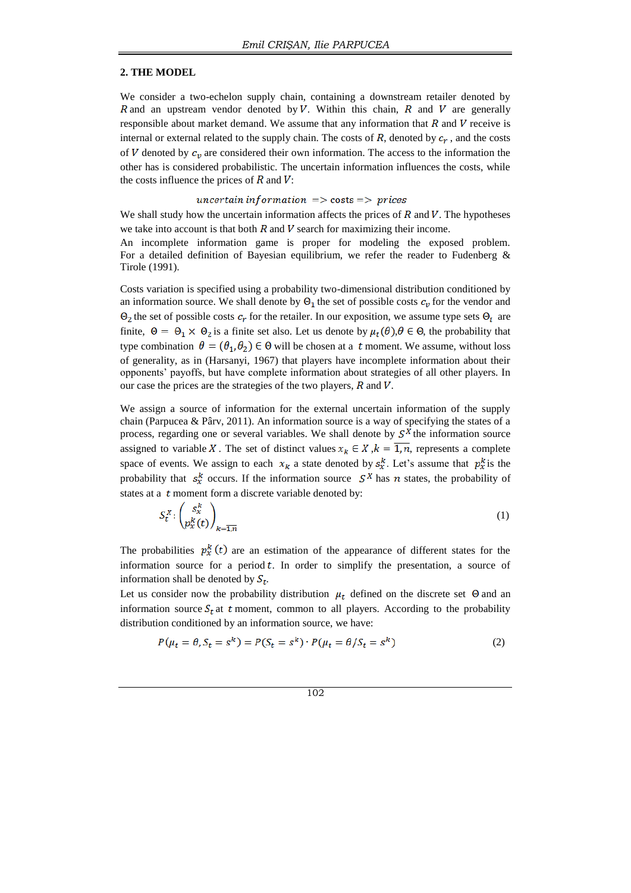## 2. THE MODEL

We consider a two-echelon supply chain, containing a downstream retailer denoted by $R$ and an upstream vendor denoted by $V$. Within this chain, $R$ and $V$ are generally responsible about market demand. We assume that any information that $R$ and $V$ receive is internal or external related to the supply chain. The costs of $R$, denoted by $c_r$ , and the costs of $V$ denoted by $c_v$ are considered their own information. The access to the information the other has is considered probabilistic. The uncertain information influences the costs, while the costs influence the prices of $R$ and $V$:

$$uncertain\ information \Rightarrow \text{costs} \Rightarrow prices$$

We shall study how the uncertain information affects the prices of $R$ and $V$. The hypotheses we take into account is that both $R$ and $V$ search for maximizing their income.
An incomplete information game is proper for modeling the exposed problem. For a detailed definition of Bayesian equilibrium, we refer the reader to Fudenberg & Tirole (1991).

Costs variation is specified using a probability two-dimensional distribution conditioned by an information source. We shall denote by $\Theta_1$ the set of possible costs $c_v$ for the vendor and $\Theta_2$ the set of possible costs $c_r$ for the retailer. In our exposition, we assume type sets $\Theta_t$ are finite, $\Theta = \Theta_1 \times \Theta_2$ is a finite set also. Let us denote by $\mu_t(\theta), \theta \in \Theta$, the probability that type combination $\theta = (\theta_1, \theta_2) \in \Theta$ will be chosen at a $t$ moment. We assume, without loss of generality, as in (Harsanyi, 1967) that players have incomplete information about their opponents' payoffs, but have complete information about strategies of all other players. In our case the prices are the strategies of the two players, $R$ and $V$.

We assign a source of information for the external uncertain information of the supply chain (Parpucea & Pârv, 2011). An information source is a way of specifying the states of a process, regarding one or several variables. We shall denote by $S^X$ the information source assigned to variable $X$. The set of distinct values $x_k \in X, k = \overline{1,n}$, represents a complete space of events. We assign to each $x_k$ a state denoted by $s_x^k$. Let's assume that $p_x^k$ is the probability that $s_x^k$ occurs. If the information source $S^X$ has $n$ states, the probability of states at a $t$ moment form a discrete variable denoted by:

$$S_t^X : \begin{pmatrix} s_x^k \\ p_x^k(t) \end{pmatrix}_{k=\overline{1,n}} \tag{1}$$

The probabilities $p_x^k(t)$ are an estimation of the appearance of different states for the information source for a period $t$. In order to simplify the presentation, a source of information shall be denoted by $S_t$.
Let us consider now the probability distribution $\mu_t$ defined on the discrete set $\Theta$ and an information source $S_t$ at $t$ moment, common to all players. According to the probability distribution conditioned by an information source, we have:

$$P(\mu_t = \theta, S_t = s^k) = P(S_t = s^k) \cdot P(\mu_t = \theta / S_t = s^k) \tag{2}$$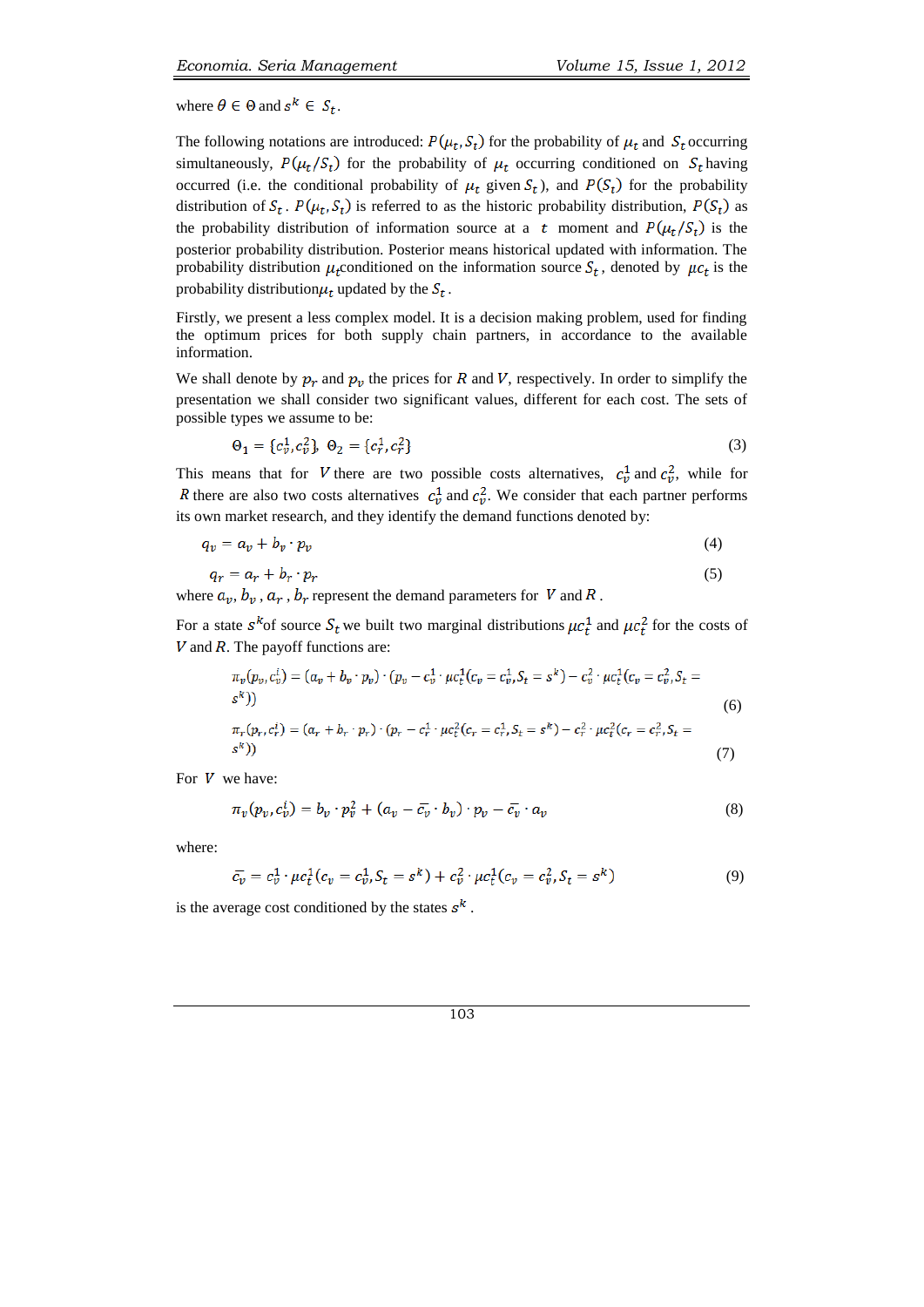where $\theta \in \Theta$ and $s^k \in S_t$.

The following notations are introduced: $P(\mu_t, S_t)$ for the probability of $\mu_t$ and $S_t$ occurring simultaneously, $P(\mu_t/S_t)$ for the probability of $\mu_t$ occurring conditioned on $S_t$ having occurred (i.e. the conditional probability of $\mu_t$ given $S_t$), and $P(S_t)$ for the probability distribution of $S_t$. $P(\mu_t, S_t)$ is referred to as the historic probability distribution, $P(S_t)$ as the probability distribution of information source at a $t$ moment and $P(\mu_t/S_t)$ is the posterior probability distribution. Posterior means historical updated with information. The probability distribution $\mu_t$conditioned on the information source $S_t$, denoted by $\mu c_t$ is the probability distribution$\mu_t$ updated by the $S_t$.

Firstly, we present a less complex model. It is a decision making problem, used for finding the optimum prices for both supply chain partners, in accordance to the available information.

We shall denote by $p_r$ and $p_v$ the prices for $R$ and $V$, respectively. In order to simplify the presentation we shall consider two significant values, different for each cost. The sets of possible types we assume to be:

$$\Theta_1 = \{c_v^1, c_v^2\},\ \Theta_2 = \{c_r^1, c_r^2\} \tag{3}$$

This means that for $V$ there are two possible costs alternatives, $c_v^1$ and $c_v^2$, while for $R$ there are also two costs alternatives $c_v^1$ and $c_v^2$. We consider that each partner performs its own market research, and they identify the demand functions denoted by:

$$q_v = a_v + b_v \cdot p_v \tag{4}$$

$$q_r = a_r + b_r \cdot p_r \tag{5}$$

where $a_v$, $b_v$, $a_r$, $b_r$ represent the demand parameters for $V$ and $R$.

For a state $s^k$of source $S_t$ we built two marginal distributions $\mu c_t^1$ and $\mu c_t^2$ for the costs of $V$ and $R$. The payoff functions are:

$$\pi_v(p_v, c_v^i) = (a_v + b_v \cdot p_v) \cdot (p_v - c_v^1 \cdot \mu c_t^1(c_v = c_v^1, S_t = s^k) - c_v^2 \cdot \mu c_t^1(c_v = c_v^2, S_t = s^k)) \tag{6}$$

$$\pi_r(p_r, c_r^i) = (a_r + b_r \cdot p_r) \cdot (p_r - c_r^1 \cdot \mu c_t^2(c_r = c_r^1, S_t = s^k) - c_r^2 \cdot \mu c_t^2(c_r = c_r^2, S_t = s^k)) \tag{7}$$

For $V$ we have:

$$\pi_v(p_v, c_v^i) = b_v \cdot p_v^2 + (a_v - \bar{c_v} \cdot b_v) \cdot p_v - \bar{c_v} \cdot a_v \tag{8}$$

where:

$$\bar{c_v} = c_v^1 \cdot \mu c_t^1(c_v = c_v^1, S_t = s^k) + c_v^2 \cdot \mu c_t^1(c_v = c_v^2, S_t = s^k) \tag{9}$$

is the average cost conditioned by the states $s^k$.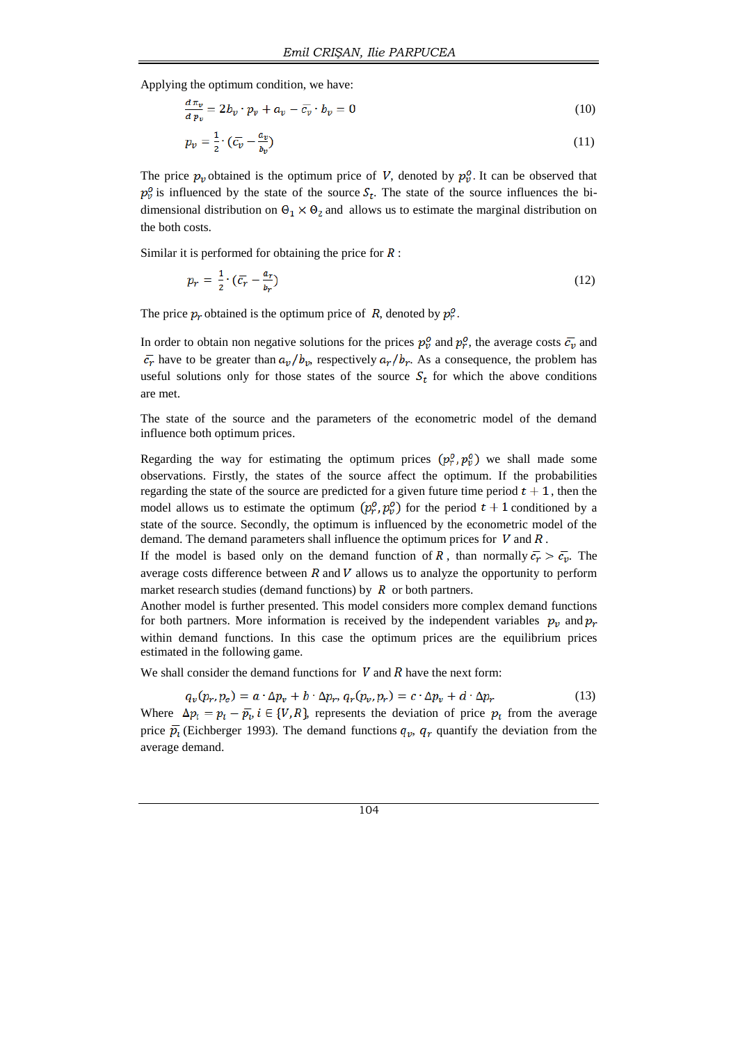Applying the optimum condition, we have:

$$\frac{d\,\pi_v}{d\,p_v} = 2b_v \cdot p_v + a_v - \overline{c_v} \cdot b_v = 0 \tag{10}$$

$$p_v = \frac{1}{2} \cdot (\overline{c_v} - \frac{a_v}{b_v}) \tag{11}$$

The price $p_v$ obtained is the optimum price of $V$, denoted by $p_v^o$. It can be observed that $p_v^o$ is influenced by the state of the source $S_t$. The state of the source influences the bi-dimensional distribution on $\Theta_1 \times \Theta_2$ and allows us to estimate the marginal distribution on the both costs.

Similar it is performed for obtaining the price for $R$ :

$$p_r = \frac{1}{2} \cdot (\overline{c_r} - \frac{a_r}{b_r}) \tag{12}$$

The price $p_r$ obtained is the optimum price of $R$, denoted by $p_r^o$.

In order to obtain non negative solutions for the prices $p_v^o$ and $p_r^o$, the average costs $\overline{c_v}$ and $\overline{c_r}$ have to be greater than $a_v/b_v$, respectively $a_r/b_r$. As a consequence, the problem has useful solutions only for those states of the source $S_t$ for which the above conditions are met.

The state of the source and the parameters of the econometric model of the demand influence both optimum prices.

Regarding the way for estimating the optimum prices $(p_r^o, p_v^o)$ we shall made some observations. Firstly, the states of the source affect the optimum. If the probabilities regarding the state of the source are predicted for a given future time period $t+1$, then the model allows us to estimate the optimum $(p_r^o, p_v^o)$ for the period $t+1$ conditioned by a state of the source. Secondly, the optimum is influenced by the econometric model of the demand. The demand parameters shall influence the optimum prices for $V$ and $R$.

If the model is based only on the demand function of $R$, than normally $\overline{c_r} > \overline{c_v}$. The average costs difference between $R$ and $V$ allows us to analyze the opportunity to perform market research studies (demand functions) by $R$ or both partners.

Another model is further presented. This model considers more complex demand functions for both partners. More information is received by the independent variables $p_v$ and $p_r$ within demand functions. In this case the optimum prices are the equilibrium prices estimated in the following game.

We shall consider the demand functions for $V$ and $R$ have the next form:

$$q_v(p_r, p_v) = a \cdot \Delta p_v + b \cdot \Delta p_r,\ q_r(p_v, p_r) = c \cdot \Delta p_v + d \cdot \Delta p_r \tag{13}$$

Where $\Delta p_i = p_i - \overline{p_i}, i \in \{V, R\}$, represents the deviation of price $p_i$ from the average price $\overline{p_i}$ (Eichberger 1993). The demand functions $q_v$, $q_r$ quantify the deviation from the average demand.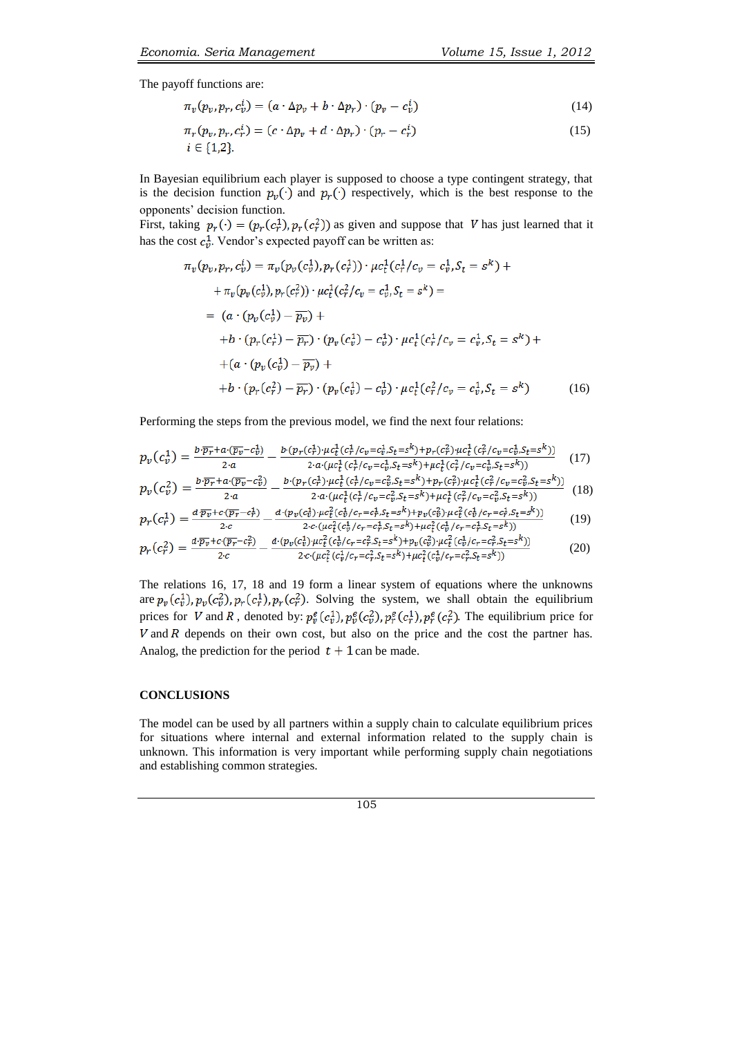The payoff functions are:

$$\pi_v(p_v, p_r, c_v^i) = (a \cdot \Delta p_v + b \cdot \Delta p_r) \cdot (p_v - c_v^i) \tag{14}$$

$$\pi_r(p_v, p_r, c_r^i) = (c \cdot \Delta p_v + d \cdot \Delta p_r) \cdot (p_r - c_r^i) \tag{15}$$

$i \in \{1,2\}$.

In Bayesian equilibrium each player is supposed to choose a type contingent strategy, that is the decision function $p_v(\cdot)$ and $p_r(\cdot)$ respectively, which is the best response to the opponents' decision function.
First, taking $p_r(\cdot) = (p_r(c_r^1), p_r(c_r^2))$ as given and suppose that $V$ has just learned that it has the cost $c_v^1$. Vendor's expected payoff can be written as:

$$\begin{aligned}
\pi_v(p_v, p_r, c_v^i) &= \pi_v(p_v(c_v^1), p_r(c_r^1)) \cdot \mu c_t^1(c_r^1/c_v = c_v^1, S_t = s^k) + \\
&+ \pi_v(p_v(c_v^1), p_r(c_r^2)) \cdot \mu c_t^1(c_r^2/c_v = c_v^1, S_t = s^k) = \\
&= (a \cdot (p_v(c_v^1) - \overline{p_v}) + \\
&\quad + b \cdot (p_r(c_r^1) - \overline{p_r}) \cdot (p_v(c_v^1) - c_v^1) \cdot \mu c_t^1(c_r^1/c_v = c_v^1, S_t = s^k) + \\
&\quad + (a \cdot (p_v(c_v^1) - \overline{p_v}) + \\
&\quad + b \cdot (p_r(c_r^2) - \overline{p_r}) \cdot (p_v(c_v^1) - c_v^1) \cdot \mu c_t^1(c_r^2/c_v = c_v^1, S_t = s^k)
\end{aligned} \tag{16}$$

Performing the steps from the previous model, we find the next four relations:

$$p_v(c_v^1) = \frac{b \cdot \overline{p_r} + a \cdot (\overline{p_v} - c_v^1)}{2 \cdot a} - \frac{b \cdot (p_r(c_r^1) \cdot \mu c_t^1(c_r^1/c_v = c_v^1, S_t = s^k) + p_r(c_r^2) \cdot \mu c_t^1(c_r^2/c_v = c_v^1, S_t = s^k))}{2 \cdot a \cdot (\mu c_t^1(c_r^1/c_v = c_v^1, S_t = s^k) + \mu c_t^1(c_r^2/c_v = c_v^1, S_t = s^k))} \tag{17}$$

$$p_v(c_v^2) = \frac{b \cdot \overline{p_r} + a \cdot (\overline{p_v} - c_v^2)}{2 \cdot a} - \frac{b \cdot (p_r(c_r^1) \cdot \mu c_t^1(c_r^1/c_v = c_v^2, S_t = s^k) + p_r(c_r^2) \cdot \mu c_t^1(c_r^2/c_v = c_v^2, S_t = s^k))}{2 \cdot a \cdot (\mu c_t^1(c_r^1/c_v = c_v^2, S_t = s^k) + \mu c_t^1(c_r^2/c_v = c_v^2, S_t = s^k))} \tag{18}$$

$$p_r(c_r^1) = \frac{d \cdot \overline{p_v} + c \cdot (\overline{p_r} - c_r^1)}{2 \cdot c} - \frac{d \cdot (p_v(c_v^1) \cdot \mu c_t^2(c_v^1/c_r = c_r^1, S_t = s^k) + p_v(c_v^2) \cdot \mu c_t^2(c_v^1/c_r = c_r^1, S_t = s^k))}{2 \cdot c \cdot (\mu c_t^2(c_v^1/c_r = c_r^1, S_t = s^k) + \mu c_t^2(c_v^1/c_r = c_r^1, S_t = s^k))} \tag{19}$$

$$p_r(c_r^2) = \frac{d \cdot \overline{p_v} + c \cdot (\overline{p_r} - c_r^2)}{2 \cdot c} - \frac{d \cdot (p_v(c_v^1) \cdot \mu c_t^2(c_v^1/c_r = c_r^2, S_t = s^k) + p_v(c_v^2) \cdot \mu c_t^2(c_v^1/c_r = c_r^2, S_t = s^k))}{2 \cdot c \cdot (\mu c_t^2(c_v^1/c_r = c_r^2, S_t = s^k) + \mu c_t^2(c_v^1/c_r = c_r^2, S_t = s^k))} \tag{20}$$

The relations 16, 17, 18 and 19 form a linear system of equations where the unknowns are $p_v(c_v^1), p_v(c_v^2), p_r(c_r^1), p_r(c_r^2)$. Solving the system, we shall obtain the equilibrium prices for $V$ and $R$, denoted by: $p_v^e(c_v^1), p_v^e(c_v^2), p_r^e(c_r^1), p_r^e(c_r^2)$. The equilibrium price for $V$ and $R$ depends on their own cost, but also on the price and the cost the partner has. Analog, the prediction for the period $t+1$ can be made.

## CONCLUSIONS

The model can be used by all partners within a supply chain to calculate equilibrium prices for situations where internal and external information related to the supply chain is unknown. This information is very important while performing supply chain negotiations and establishing common strategies.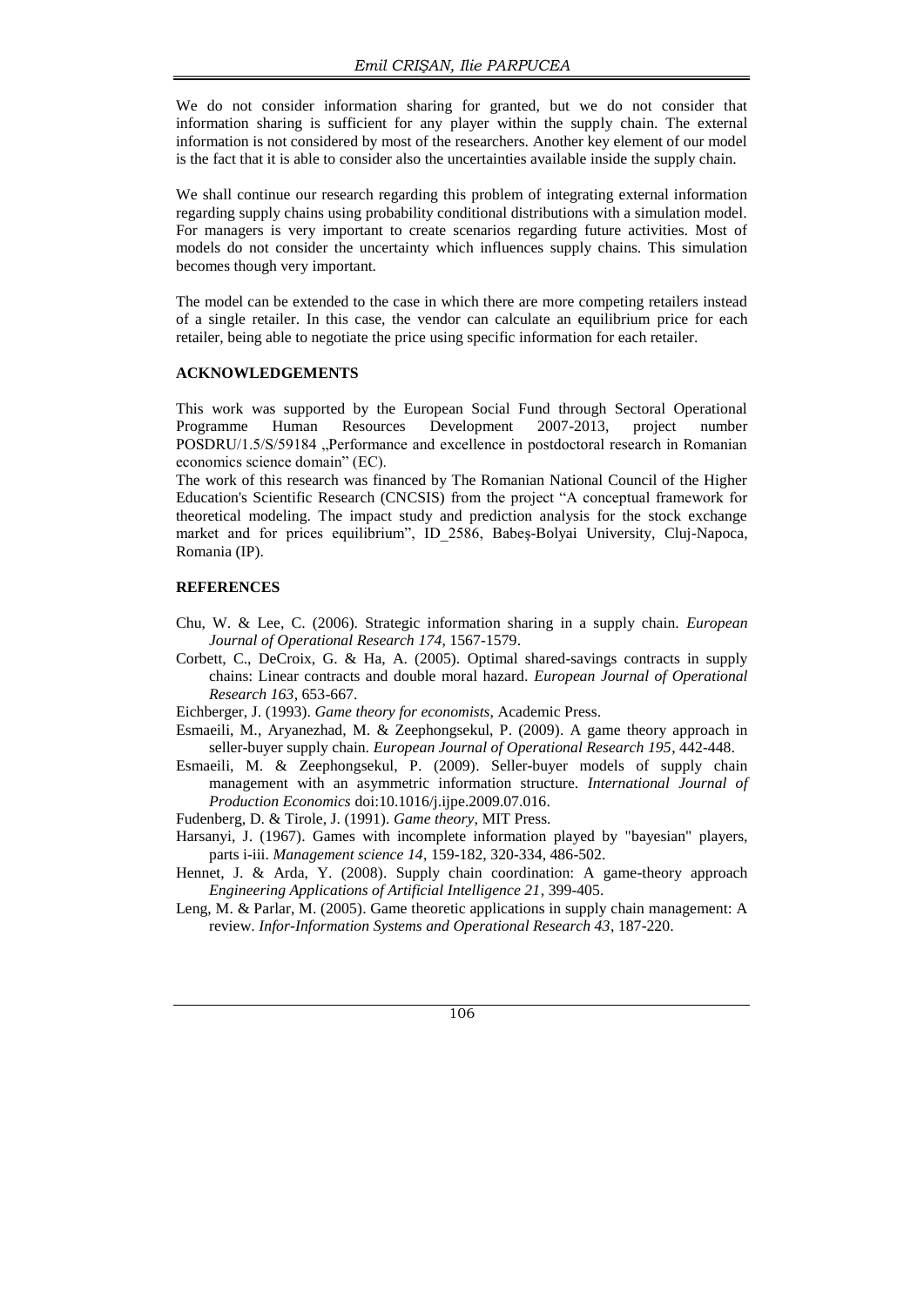We do not consider information sharing for granted, but we do not consider that information sharing is sufficient for any player within the supply chain. The external information is not considered by most of the researchers. Another key element of our model is the fact that it is able to consider also the uncertainties available inside the supply chain.

We shall continue our research regarding this problem of integrating external information regarding supply chains using probability conditional distributions with a simulation model. For managers is very important to create scenarios regarding future activities. Most of models do not consider the uncertainty which influences supply chains. This simulation becomes though very important.

The model can be extended to the case in which there are more competing retailers instead of a single retailer. In this case, the vendor can calculate an equilibrium price for each retailer, being able to negotiate the price using specific information for each retailer.

## ACKNOWLEDGEMENTS

This work was supported by the European Social Fund through Sectoral Operational Programme Human Resources Development 2007-2013, project number POSDRU/1.5/S/59184 „Performance and excellence in postdoctoral research in Romanian economics science domain" (EC).

The work of this research was financed by The Romanian National Council of the Higher Education's Scientific Research (CNCSIS) from the project "A conceptual framework for theoretical modeling. The impact study and prediction analysis for the stock exchange market and for prices equilibrium", ID_2586, Babeş-Bolyai University, Cluj-Napoca, Romania (IP).

## REFERENCES

- Chu, W. & Lee, C. (2006). Strategic information sharing in a supply chain. *European Journal of Operational Research 174*, 1567-1579.
- Corbett, C., DeCroix, G. & Ha, A. (2005). Optimal shared-savings contracts in supply chains: Linear contracts and double moral hazard. *European Journal of Operational Research 163*, 653-667.
- Eichberger, J. (1993). *Game theory for economists*, Academic Press.
- Esmaeili, M., Aryanezhad, M. & Zeephongsekul, P. (2009). A game theory approach in seller-buyer supply chain. *European Journal of Operational Research 195*, 442-448.
- Esmaeili, M. & Zeephongsekul, P. (2009). Seller-buyer models of supply chain management with an asymmetric information structure. *International Journal of Production Economics* doi:10.1016/j.ijpe.2009.07.016.
- Fudenberg, D. & Tirole, J. (1991). *Game theory*, MIT Press.
- Harsanyi, J. (1967). Games with incomplete information played by "bayesian" players, parts i-iii. *Management science 14*, 159-182, 320-334, 486-502.
- Hennet, J. & Arda, Y. (2008). Supply chain coordination: A game-theory approach *Engineering Applications of Artificial Intelligence 21*, 399-405.
- Leng, M. & Parlar, M. (2005). Game theoretic applications in supply chain management: A review. *Infor-Information Systems and Operational Research 43*, 187-220.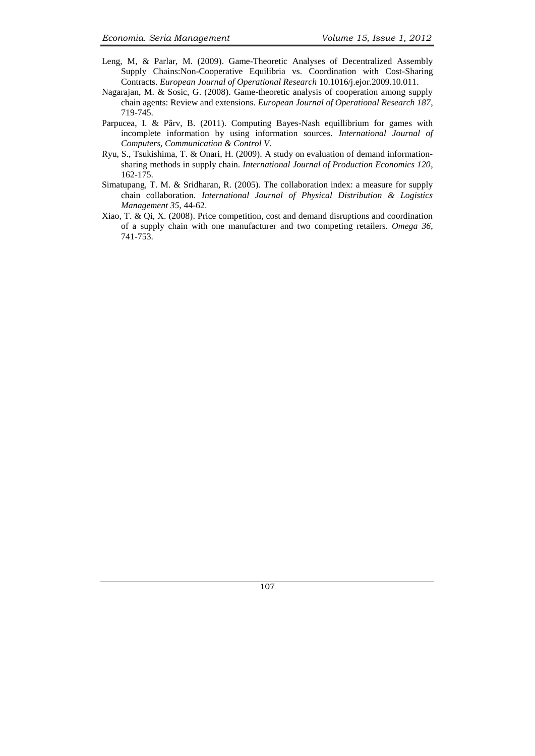Leng, M, & Parlar, M. (2009). Game-Theoretic Analyses of Decentralized Assembly Supply Chains:Non-Cooperative Equilibria vs. Coordination with Cost-Sharing Contracts. *European Journal of Operational Research* 10.1016/j.ejor.2009.10.011.

Nagarajan, M. & Sosic, G. (2008). Game-theoretic analysis of cooperation among supply chain agents: Review and extensions. *European Journal of Operational Research 187*, 719-745.

Parpucea, I. & Pârv, B. (2011). Computing Bayes-Nash equillibrium for games with incomplete information by using information sources. *International Journal of Computers, Communication & Control V*.

Ryu, S., Tsukishima, T. & Onari, H. (2009). A study on evaluation of demand information-sharing methods in supply chain. *International Journal of Production Economics 120*, 162-175.

Simatupang, T. M. & Sridharan, R. (2005). The collaboration index: a measure for supply chain collaboration. *International Journal of Physical Distribution & Logistics Management 35*, 44-62.

Xiao, T. & Qi, X. (2008). Price competition, cost and demand disruptions and coordination of a supply chain with one manufacturer and two competing retailers. *Omega 36*, 741-753.